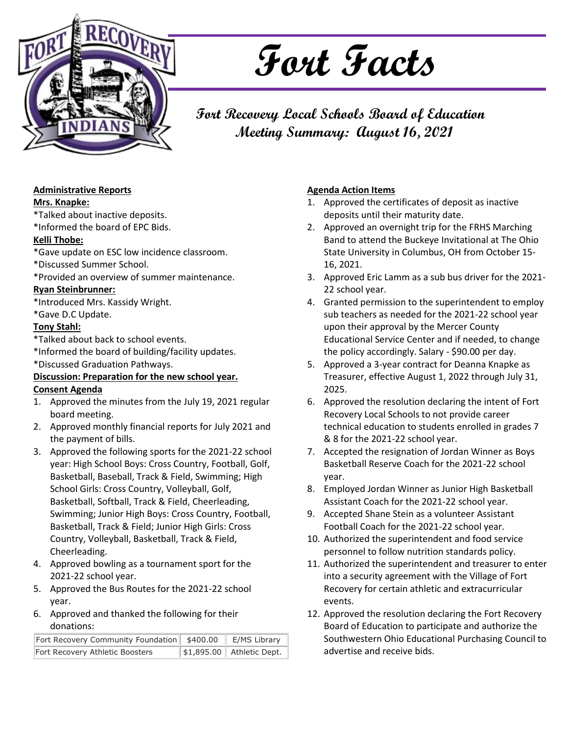# Fort Facts

## Fort Recovery Local Schools Board of Education Meeting Summary: August 16, 2021

**Administrative Reports**

**Mrs. Knapke:**

*Talked about inactive deposits.
*Informed the board of EPC Bids.

**Kelli Thobe:**

*Gave update on ESC low incidence classroom.
*Discussed Summer School.
*Provided an overview of summer maintenance.

**Ryan Steinbrunner:**

*Introduced Mrs. Kassidy Wright.
*Gave D.C Update.

**Tony Stahl:**

*Talked about back to school events.
*Informed the board of building/facility updates.
*Discussed Graduation Pathways.

**Discussion: Preparation for the new school year.**

**Consent Agenda**

1. Approved the minutes from the July 19, 2021 regular board meeting.
2. Approved monthly financial reports for July 2021 and the payment of bills.
3. Approved the following sports for the 2021-22 school year: High School Boys: Cross Country, Football, Golf, Basketball, Baseball, Track & Field, Swimming; High School Girls: Cross Country, Volleyball, Golf, Basketball, Softball, Track & Field, Cheerleading, Swimming; Junior High Boys: Cross Country, Football, Basketball, Track & Field; Junior High Girls: Cross Country, Volleyball, Basketball, Track & Field, Cheerleading.
4. Approved bowling as a tournament sport for the 2021-22 school year.
5. Approved the Bus Routes for the 2021-22 school year.
6. Approved and thanked the following for their donations:

| | | |
|---|---|---|
| Fort Recovery Community Foundation | $400.00 | E/MS Library |
| Fort Recovery Athletic Boosters | $1,895.00 | Athletic Dept. |

**Agenda Action Items**

1. Approved the certificates of deposit as inactive deposits until their maturity date.
2. Approved an overnight trip for the FRHS Marching Band to attend the Buckeye Invitational at The Ohio State University in Columbus, OH from October 15-16, 2021.
3. Approved Eric Lamm as a sub bus driver for the 2021-22 school year.
4. Granted permission to the superintendent to employ sub teachers as needed for the 2021-22 school year upon their approval by the Mercer County Educational Service Center and if needed, to change the policy accordingly. Salary - $90.00 per day.
5. Approved a 3-year contract for Deanna Knapke as Treasurer, effective August 1, 2022 through July 31, 2025.
6. Approved the resolution declaring the intent of Fort Recovery Local Schools to not provide career technical education to students enrolled in grades 7 & 8 for the 2021-22 school year.
7. Accepted the resignation of Jordan Winner as Boys Basketball Reserve Coach for the 2021-22 school year.
8. Employed Jordan Winner as Junior High Basketball Assistant Coach for the 2021-22 school year.
9. Accepted Shane Stein as a volunteer Assistant Football Coach for the 2021-22 school year.
10. Authorized the superintendent and food service personnel to follow nutrition standards policy.
11. Authorized the superintendent and treasurer to enter into a security agreement with the Village of Fort Recovery for certain athletic and extracurricular events.
12. Approved the resolution declaring the Fort Recovery Board of Education to participate and authorize the Southwestern Ohio Educational Purchasing Council to advertise and receive bids.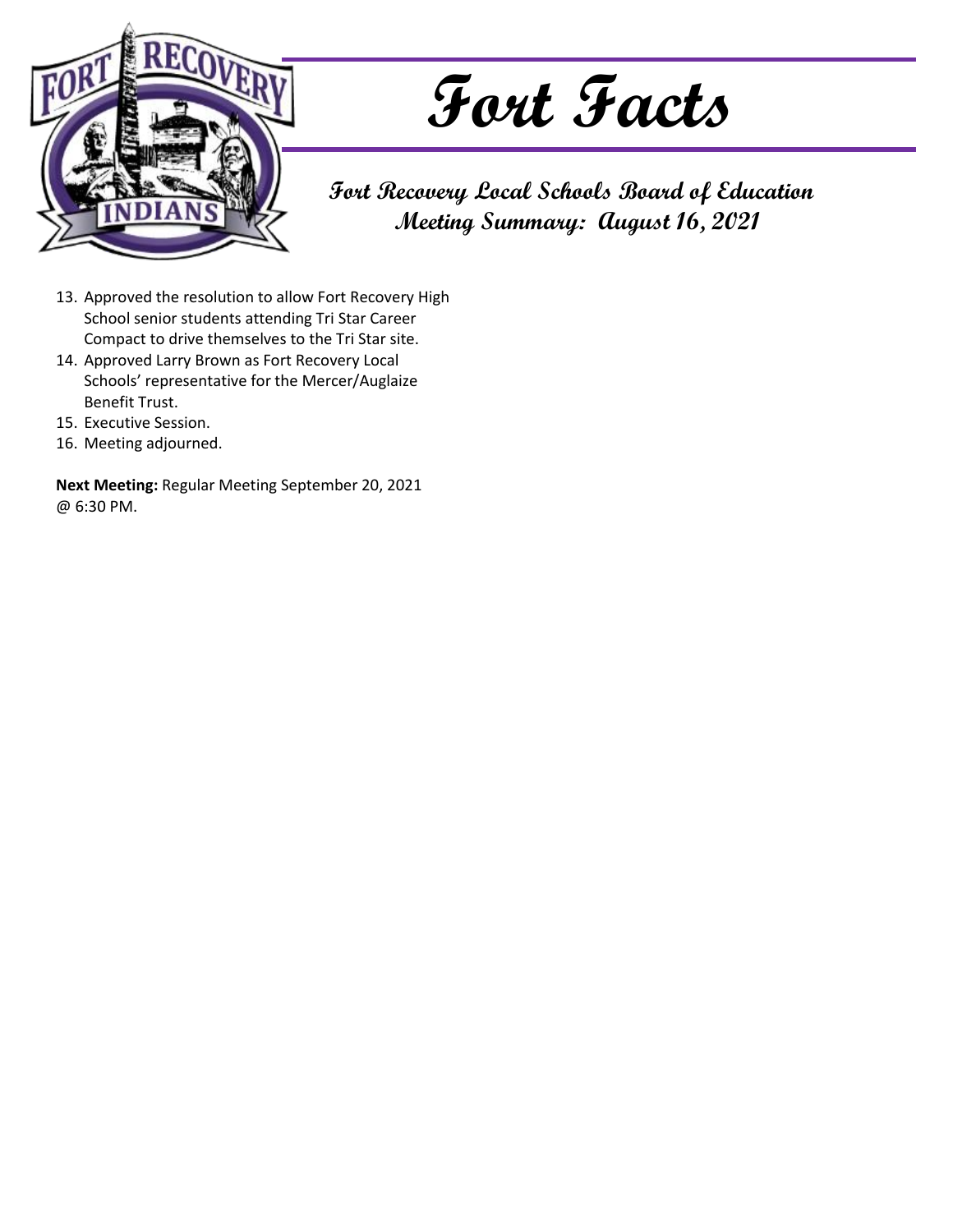# Fort Facts

## Fort Recovery Local Schools Board of Education Meeting Summary: August 16, 2021

13. Approved the resolution to allow Fort Recovery High School senior students attending Tri Star Career Compact to drive themselves to the Tri Star site.
14. Approved Larry Brown as Fort Recovery Local Schools' representative for the Mercer/Auglaize Benefit Trust.
15. Executive Session.
16. Meeting adjourned.

**Next Meeting:** Regular Meeting September 20, 2021 @ 6:30 PM.